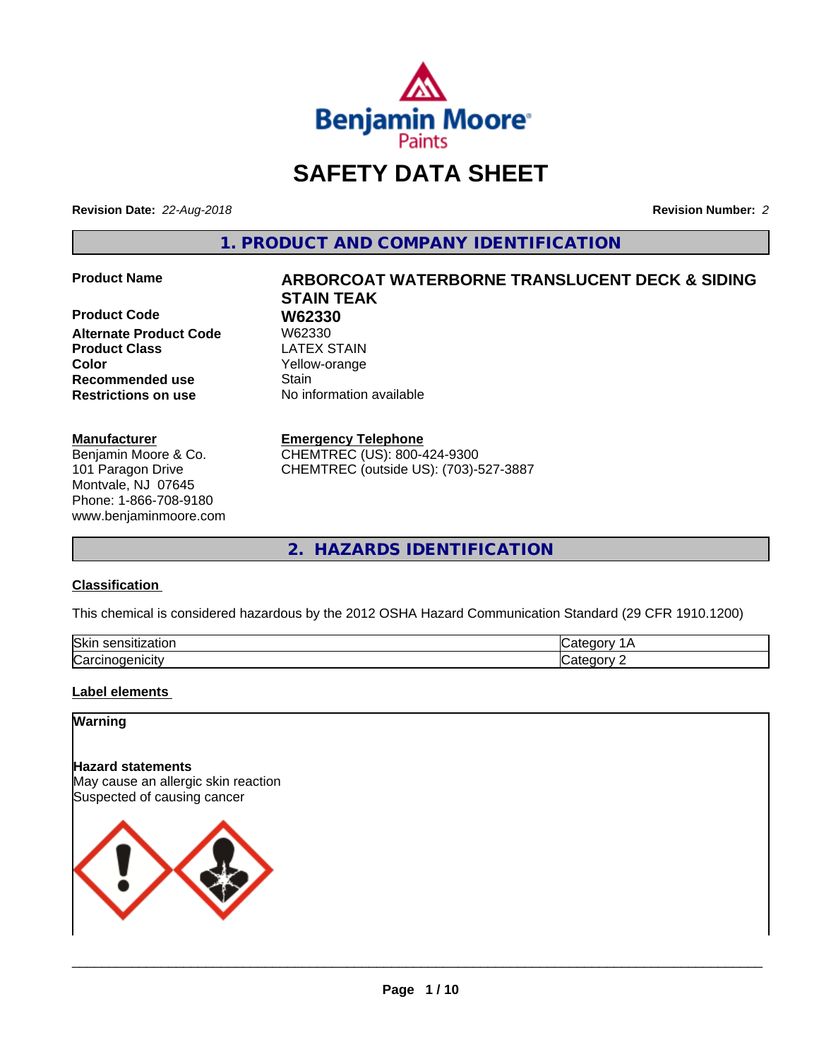# SAFETY DATA SHEET

**Revision Date:** *22-Aug-2018*

**Revision Number:** *2*

## 1. PRODUCT AND COMPANY IDENTIFICATION

| | |
|---|---|
| **Product Name** | **ARBORCOAT WATERBORNE TRANSLUCENT DECK & SIDING STAIN TEAK** |
| **Product Code** | **W62330** |
| **Alternate Product Code** | W62330 |
| **Product Class** | LATEX STAIN |
| **Color** | Yellow-orange |
| **Recommended use** | Stain |
| **Restrictions on use** | No information available |

**Manufacturer**
Benjamin Moore & Co.
101 Paragon Drive
Montvale, NJ 07645
Phone: 1-866-708-9180
www.benjaminmoore.com

**Emergency Telephone**
CHEMTREC (US): 800-424-9300
CHEMTREC (outside US): (703)-527-3887

## 2. HAZARDS IDENTIFICATION

**Classification**

This chemical is considered hazardous by the 2012 OSHA Hazard Communication Standard (29 CFR 1910.1200)

| | |
|---|---|
| Skin sensitization | Category 1A |
| Carcinogenicity | Category 2 |

**Label elements**

**Warning**

**Hazard statements**
May cause an allergic skin reaction
Suspected of causing cancer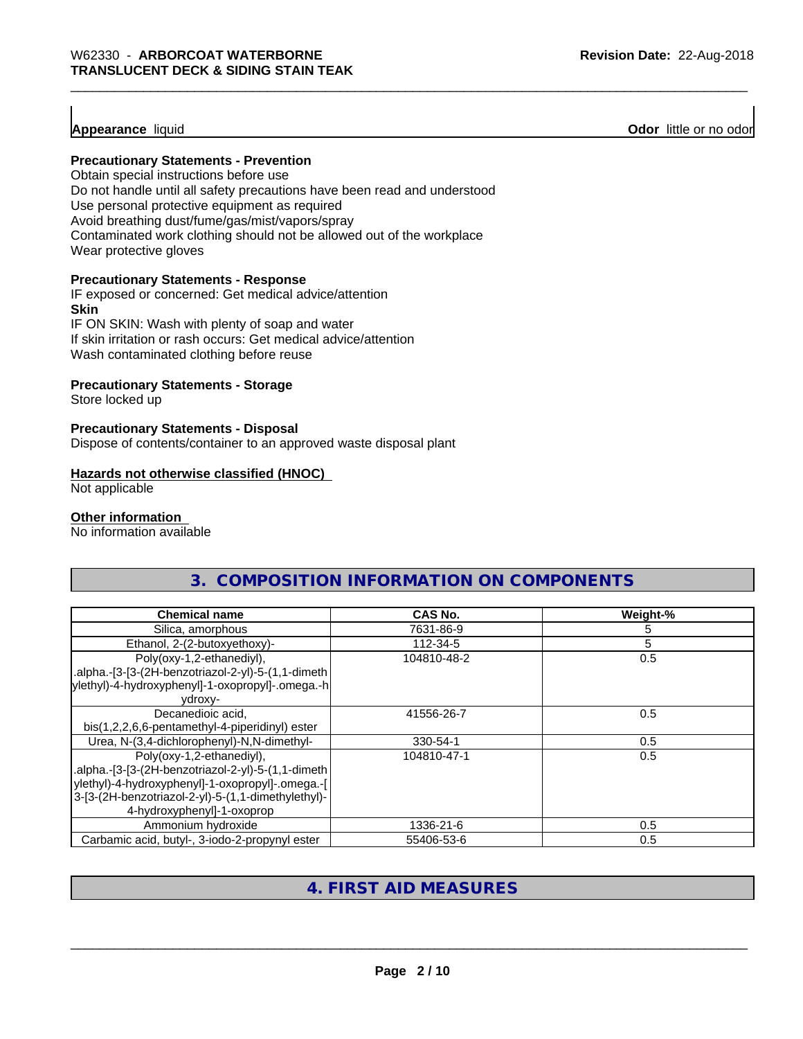**Appearance** liquid **Odor** little or no odor

**Precautionary Statements - Prevention**

Obtain special instructions before use
Do not handle until all safety precautions have been read and understood
Use personal protective equipment as required
Avoid breathing dust/fume/gas/mist/vapors/spray
Contaminated work clothing should not be allowed out of the workplace
Wear protective gloves

**Precautionary Statements - Response**

IF exposed or concerned: Get medical advice/attention

**Skin**

IF ON SKIN: Wash with plenty of soap and water
If skin irritation or rash occurs: Get medical advice/attention
Wash contaminated clothing before reuse

**Precautionary Statements - Storage**

Store locked up

**Precautionary Statements - Disposal**

Dispose of contents/container to an approved waste disposal plant

**Hazards not otherwise classified (HNOC)**

Not applicable

**Other information**

No information available

## 3. COMPOSITION INFORMATION ON COMPONENTS

| Chemical name | CAS No. | Weight-% |
|---|---|---|
| Silica, amorphous | 7631-86-9 | 5 |
| Ethanol, 2-(2-butoxyethoxy)- | 112-34-5 | 5 |
| Poly(oxy-1,2-ethanediyl), .alpha.-[3-[3-(2H-benzotriazol-2-yl)-5-(1,1-dimethylethyl)-4-hydroxyphenyl]-1-oxopropyl]-.omega.-hydroxy- | 104810-48-2 | 0.5 |
| Decanedioic acid, bis(1,2,2,6,6-pentamethyl-4-piperidinyl) ester | 41556-26-7 | 0.5 |
| Urea, N-(3,4-dichlorophenyl)-N,N-dimethyl- | 330-54-1 | 0.5 |
| Poly(oxy-1,2-ethanediyl), .alpha.-[3-[3-(2H-benzotriazol-2-yl)-5-(1,1-dimethylethyl)-4-hydroxyphenyl]-1-oxopropyl]-.omega.-[3-[3-(2H-benzotriazol-2-yl)-5-(1,1-dimethylethyl)-4-hydroxyphenyl]-1-oxoprop | 104810-47-1 | 0.5 |
| Ammonium hydroxide | 1336-21-6 | 0.5 |
| Carbamic acid, butyl-, 3-iodo-2-propynyl ester | 55406-53-6 | 0.5 |

## 4. FIRST AID MEASURES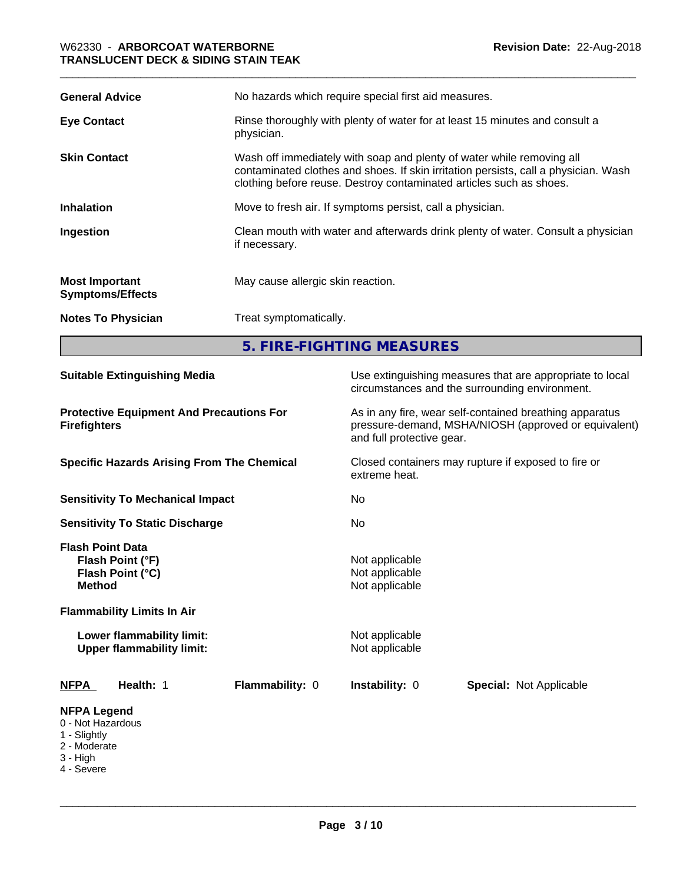| | |
|---|---|
| **General Advice** | No hazards which require special first aid measures. |
| **Eye Contact** | Rinse thoroughly with plenty of water for at least 15 minutes and consult a physician. |
| **Skin Contact** | Wash off immediately with soap and plenty of water while removing all contaminated clothes and shoes. If skin irritation persists, call a physician. Wash clothing before reuse. Destroy contaminated articles such as shoes. |
| **Inhalation** | Move to fresh air. If symptoms persist, call a physician. |
| **Ingestion** | Clean mouth with water and afterwards drink plenty of water. Consult a physician if necessary. |
| **Most Important Symptoms/Effects** | May cause allergic skin reaction. |
| **Notes To Physician** | Treat symptomatically. |

## 5. FIRE-FIGHTING MEASURES

| | |
|---|---|
| **Suitable Extinguishing Media** | Use extinguishing measures that are appropriate to local circumstances and the surrounding environment. |
| **Protective Equipment And Precautions For Firefighters** | As in any fire, wear self-contained breathing apparatus pressure-demand, MSHA/NIOSH (approved or equivalent) and full protective gear. |
| **Specific Hazards Arising From The Chemical** | Closed containers may rupture if exposed to fire or extreme heat. |
| **Sensitivity To Mechanical Impact** | No |
| **Sensitivity To Static Discharge** | No |

**Flash Point Data**

| | |
|---|---|
| **Flash Point (°F)** | Not applicable |
| **Flash Point (°C)** | Not applicable |
| **Method** | Not applicable |

**Flammability Limits In Air**

| | |
|---|---|
| **Lower flammability limit:** | Not applicable |
| **Upper flammability limit:** | Not applicable |

| **NFPA** | **Health:** 1 | **Flammability:** 0 | **Instability:** 0 | **Special:** Not Applicable |
|---|---|---|---|---|

**NFPA Legend**
- 0 - Not Hazardous
- 1 - Slightly
- 2 - Moderate
- 3 - High
- 4 - Severe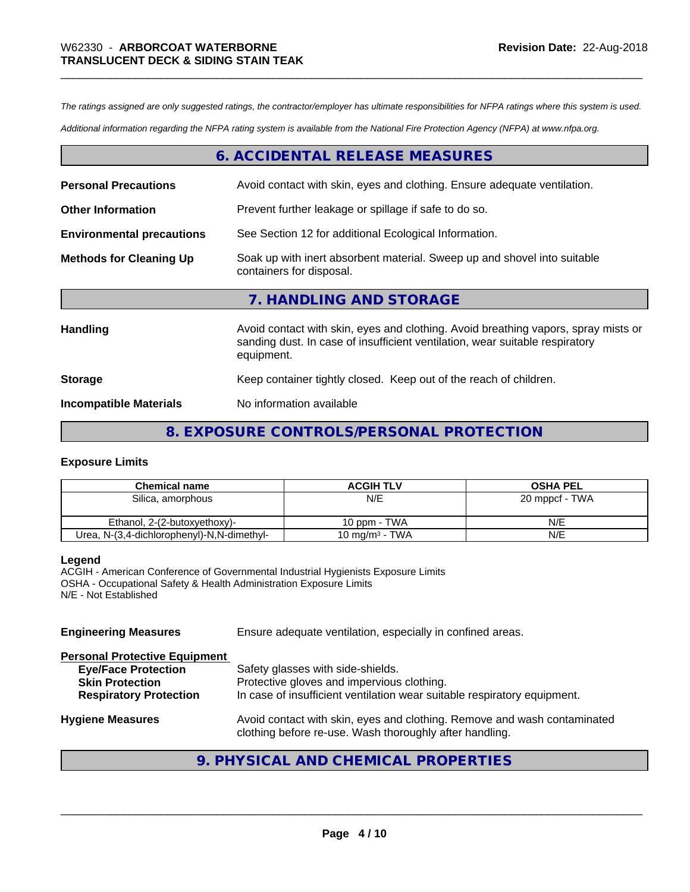*The ratings assigned are only suggested ratings, the contractor/employer has ultimate responsibilities for NFPA ratings where this system is used.*

*Additional information regarding the NFPA rating system is available from the National Fire Protection Agency (NFPA) at www.nfpa.org.*

## 6. ACCIDENTAL RELEASE MEASURES

**Personal Precautions** Avoid contact with skin, eyes and clothing. Ensure adequate ventilation.

**Other Information** Prevent further leakage or spillage if safe to do so.

**Environmental precautions** See Section 12 for additional Ecological Information.

**Methods for Cleaning Up** Soak up with inert absorbent material. Sweep up and shovel into suitable containers for disposal.

## 7. HANDLING AND STORAGE

**Handling** Avoid contact with skin, eyes and clothing. Avoid breathing vapors, spray mists or sanding dust. In case of insufficient ventilation, wear suitable respiratory equipment.

**Storage** Keep container tightly closed. Keep out of the reach of children.

**Incompatible Materials** No information available

## 8. EXPOSURE CONTROLS/PERSONAL PROTECTION

### Exposure Limits

| Chemical name | ACGIH TLV | OSHA PEL |
|---|---|---|
| Silica, amorphous | N/E | 20 mppcf - TWA |
| Ethanol, 2-(2-butoxyethoxy)- | 10 ppm - TWA | N/E |
| Urea, N-(3,4-dichlorophenyl)-N,N-dimethyl- | 10 mg/m³ - TWA | N/E |

**Legend**
ACGIH - American Conference of Governmental Industrial Hygienists Exposure Limits
OSHA - Occupational Safety & Health Administration Exposure Limits
N/E - Not Established

**Engineering Measures** Ensure adequate ventilation, especially in confined areas.

**Personal Protective Equipment**
- **Eye/Face Protection** Safety glasses with side-shields.
- **Skin Protection** Protective gloves and impervious clothing.
- **Respiratory Protection** In case of insufficient ventilation wear suitable respiratory equipment.

**Hygiene Measures** Avoid contact with skin, eyes and clothing. Remove and wash contaminated clothing before re-use. Wash thoroughly after handling.

## 9. PHYSICAL AND CHEMICAL PROPERTIES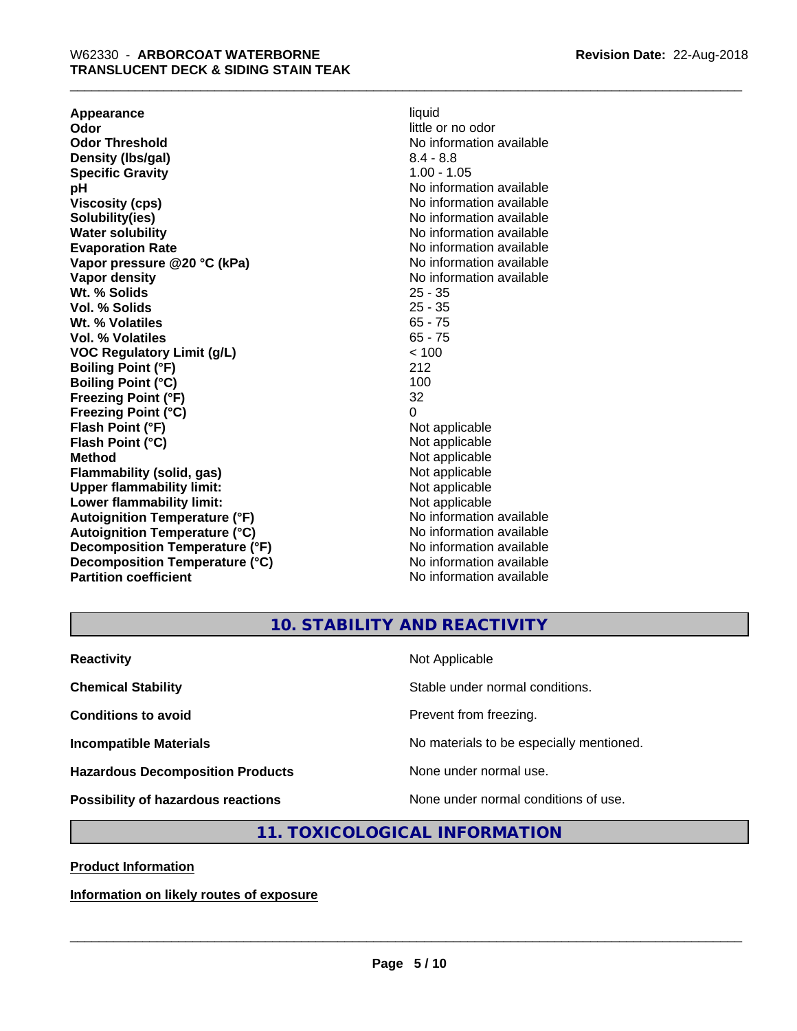| | |
|---|---|
| **Appearance** | liquid |
| **Odor** | little or no odor |
| **Odor Threshold** | No information available |
| **Density (lbs/gal)** | 8.4 - 8.8 |
| **Specific Gravity** | 1.00 - 1.05 |
| **pH** | No information available |
| **Viscosity (cps)** | No information available |
| **Solubility(ies)** | No information available |
| **Water solubility** | No information available |
| **Evaporation Rate** | No information available |
| **Vapor pressure @20 °C (kPa)** | No information available |
| **Vapor density** | No information available |
| **Wt. % Solids** | 25 - 35 |
| **Vol. % Solids** | 25 - 35 |
| **Wt. % Volatiles** | 65 - 75 |
| **Vol. % Volatiles** | 65 - 75 |
| **VOC Regulatory Limit (g/L)** | < 100 |
| **Boiling Point (°F)** | 212 |
| **Boiling Point (°C)** | 100 |
| **Freezing Point (°F)** | 32 |
| **Freezing Point (°C)** | 0 |
| **Flash Point (°F)** | Not applicable |
| **Flash Point (°C)** | Not applicable |
| **Method** | Not applicable |
| **Flammability (solid, gas)** | Not applicable |
| **Upper flammability limit:** | Not applicable |
| **Lower flammability limit:** | Not applicable |
| **Autoignition Temperature (°F)** | No information available |
| **Autoignition Temperature (°C)** | No information available |
| **Decomposition Temperature (°F)** | No information available |
| **Decomposition Temperature (°C)** | No information available |
| **Partition coefficient** | No information available |

## 10. STABILITY AND REACTIVITY

| | |
|---|---|
| **Reactivity** | Not Applicable |
| **Chemical Stability** | Stable under normal conditions. |
| **Conditions to avoid** | Prevent from freezing. |
| **Incompatible Materials** | No materials to be especially mentioned. |
| **Hazardous Decomposition Products** | None under normal use. |
| **Possibility of hazardous reactions** | None under normal conditions of use. |

## 11. TOXICOLOGICAL INFORMATION

**Product Information**

**Information on likely routes of exposure**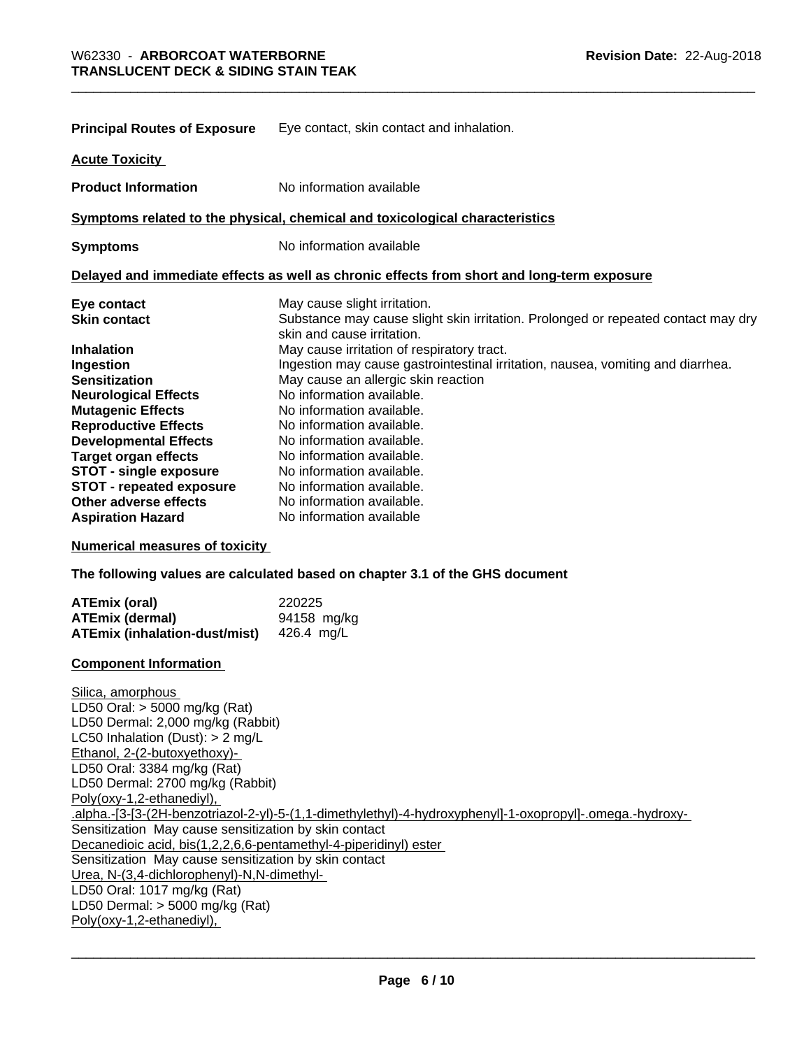**Principal Routes of Exposure** Eye contact, skin contact and inhalation.

**Acute Toxicity**

**Product Information** No information available

**Symptoms related to the physical, chemical and toxicological characteristics**

**Symptoms** No information available

**Delayed and immediate effects as well as chronic effects from short and long-term exposure**

| | |
|---|---|
| **Eye contact** | May cause slight irritation. |
| **Skin contact** | Substance may cause slight skin irritation. Prolonged or repeated contact may dry skin and cause irritation. |
| **Inhalation** | May cause irritation of respiratory tract. |
| **Ingestion** | Ingestion may cause gastrointestinal irritation, nausea, vomiting and diarrhea. |
| **Sensitization** | May cause an allergic skin reaction |
| **Neurological Effects** | No information available. |
| **Mutagenic Effects** | No information available. |
| **Reproductive Effects** | No information available. |
| **Developmental Effects** | No information available. |
| **Target organ effects** | No information available. |
| **STOT - single exposure** | No information available. |
| **STOT - repeated exposure** | No information available. |
| **Other adverse effects** | No information available. |
| **Aspiration Hazard** | No information available |

**Numerical measures of toxicity**

**The following values are calculated based on chapter 3.1 of the GHS document**

| | |
|---|---|
| **ATEmix (oral)** | 220225 |
| **ATEmix (dermal)** | 94158 mg/kg |
| **ATEmix (inhalation-dust/mist)** | 426.4 mg/L |

**Component Information**

Silica, amorphous
LD50 Oral: > 5000 mg/kg (Rat)
LD50 Dermal: 2,000 mg/kg (Rabbit)
LC50 Inhalation (Dust): > 2 mg/L
Ethanol, 2-(2-butoxyethoxy)-
LD50 Oral: 3384 mg/kg (Rat)
LD50 Dermal: 2700 mg/kg (Rabbit)
Poly(oxy-1,2-ethanediyl), .alpha.-[3-[3-(2H-benzotriazol-2-yl)-5-(1,1-dimethylethyl)-4-hydroxyphenyl]-1-oxopropyl]-.omega.-hydroxy-
Sensitization May cause sensitization by skin contact
Decanedioic acid, bis(1,2,2,6,6-pentamethyl-4-piperidinyl) ester
Sensitization May cause sensitization by skin contact
Urea, N-(3,4-dichlorophenyl)-N,N-dimethyl-
LD50 Oral: 1017 mg/kg (Rat)
LD50 Dermal: > 5000 mg/kg (Rat)
Poly(oxy-1,2-ethanediyl),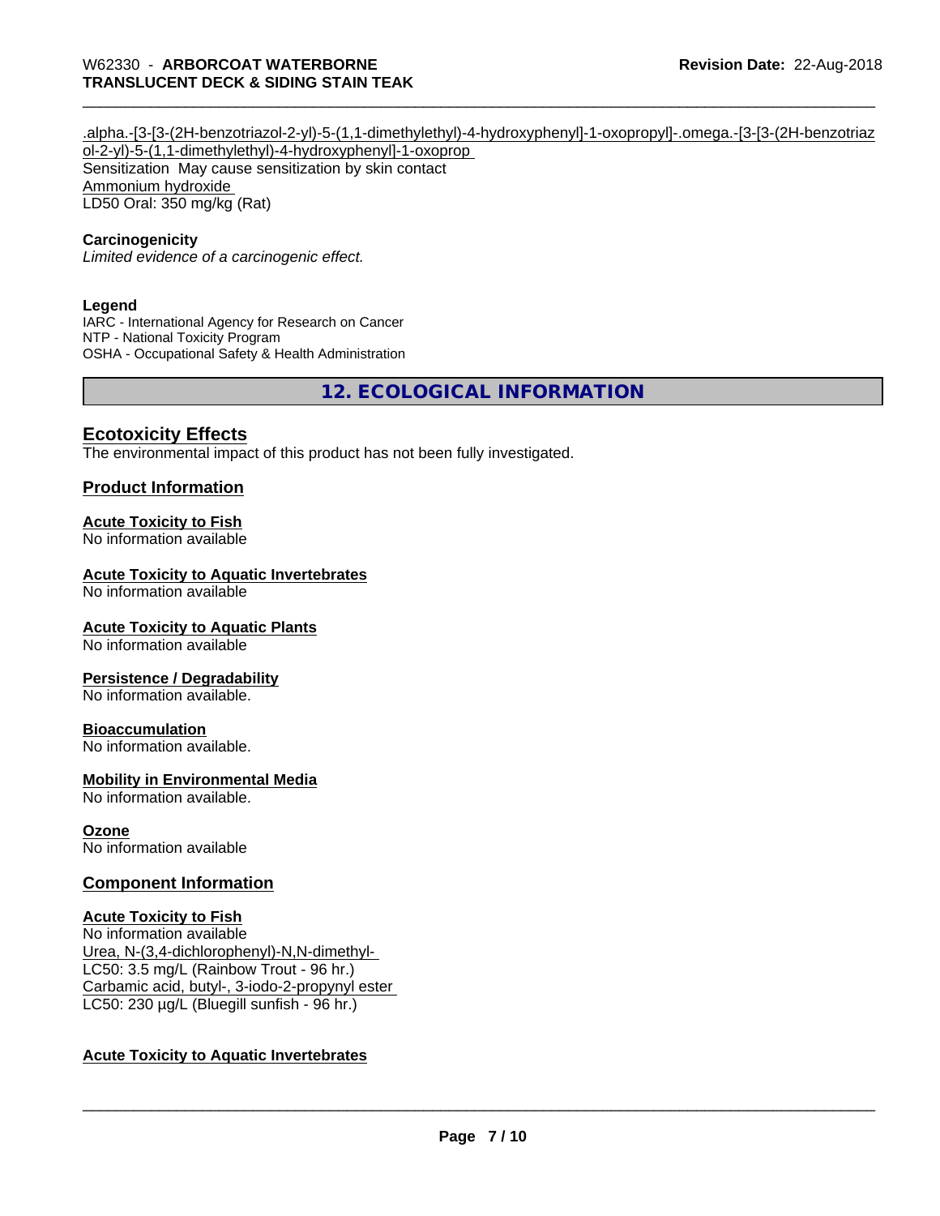.alpha.-[3-[3-(2H-benzotriazol-2-yl)-5-(1,1-dimethylethyl)-4-hydroxyphenyl]-1-oxopropyl]-.omega.-[3-[3-(2H-benzotriazol-2-yl)-5-(1,1-dimethylethyl)-4-hydroxyphenyl]-1-oxoprop
Sensitization May cause sensitization by skin contact
Ammonium hydroxide
LD50 Oral: 350 mg/kg (Rat)

**Carcinogenicity**
*Limited evidence of a carcinogenic effect.*

**Legend**
IARC - International Agency for Research on Cancer
NTP - National Toxicity Program
OSHA - Occupational Safety & Health Administration

## 12. ECOLOGICAL INFORMATION

### Ecotoxicity Effects
The environmental impact of this product has not been fully investigated.

### Product Information

**Acute Toxicity to Fish**
No information available

**Acute Toxicity to Aquatic Invertebrates**
No information available

**Acute Toxicity to Aquatic Plants**
No information available

**Persistence / Degradability**
No information available.

**Bioaccumulation**
No information available.

**Mobility in Environmental Media**
No information available.

**Ozone**
No information available

### Component Information

**Acute Toxicity to Fish**
No information available
Urea, N-(3,4-dichlorophenyl)-N,N-dimethyl-
LC50: 3.5 mg/L (Rainbow Trout - 96 hr.)
Carbamic acid, butyl-, 3-iodo-2-propynyl ester
LC50: 230 µg/L (Bluegill sunfish - 96 hr.)

**Acute Toxicity to Aquatic Invertebrates**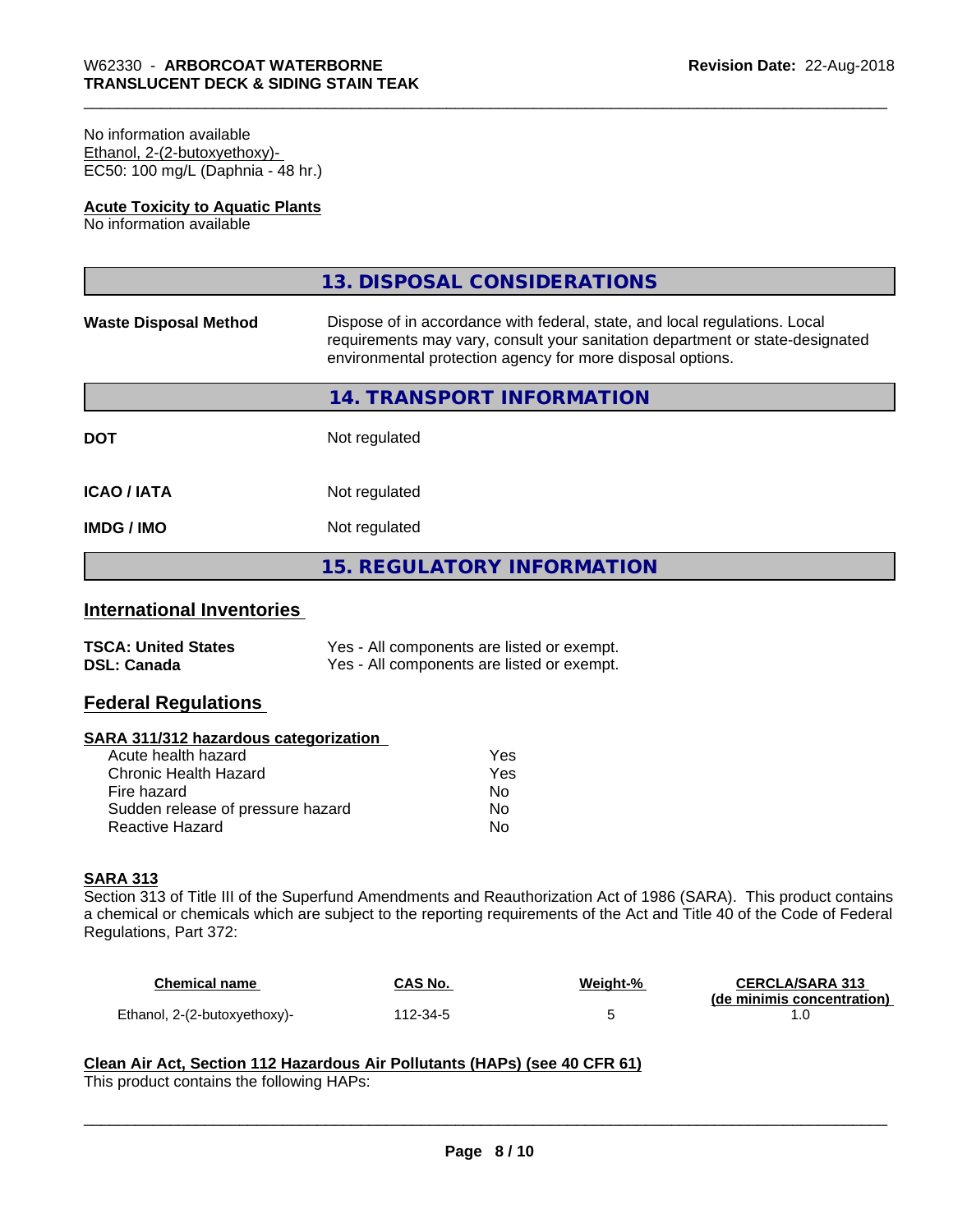No information available

Ethanol, 2-(2-butoxyethoxy)-

EC50: 100 mg/L (Daphnia - 48 hr.)

**Acute Toxicity to Aquatic Plants**

No information available

## 13. DISPOSAL CONSIDERATIONS

**Waste Disposal Method** Dispose of in accordance with federal, state, and local regulations. Local requirements may vary, consult your sanitation department or state-designated environmental protection agency for more disposal options.

## 14. TRANSPORT INFORMATION

**DOT** Not regulated

**ICAO / IATA** Not regulated

**IMDG / IMO** Not regulated

## 15. REGULATORY INFORMATION

### International Inventories

**TSCA: United States** Yes - All components are listed or exempt.

**DSL: Canada** Yes - All components are listed or exempt.

### Federal Regulations

**SARA 311/312 hazardous categorization**

| | |
|---|---|
| Acute health hazard | Yes |
| Chronic Health Hazard | Yes |
| Fire hazard | No |
| Sudden release of pressure hazard | No |
| Reactive Hazard | No |

**SARA 313**

Section 313 of Title III of the Superfund Amendments and Reauthorization Act of 1986 (SARA). This product contains a chemical or chemicals which are subject to the reporting requirements of the Act and Title 40 of the Code of Federal Regulations, Part 372:

| Chemical name | CAS No. | Weight-% | CERCLA/SARA 313 (de minimis concentration) |
|---|---|---|---|
| Ethanol, 2-(2-butoxyethoxy)- | 112-34-5 | 5 | 1.0 |

**Clean Air Act, Section 112 Hazardous Air Pollutants (HAPs) (see 40 CFR 61)**

This product contains the following HAPs: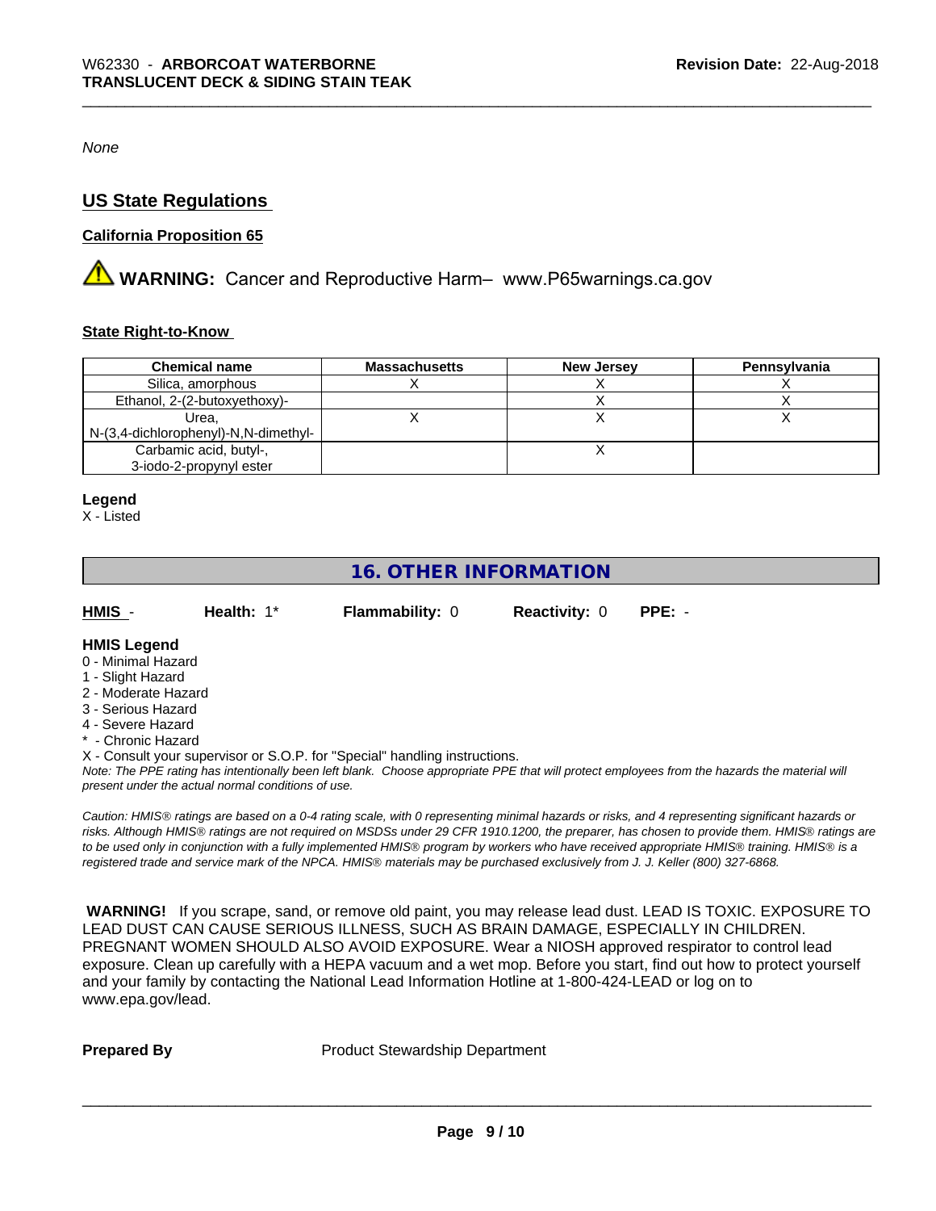*None*

## US State Regulations

### California Proposition 65

⚠ **WARNING:** Cancer and Reproductive Harm– www.P65warnings.ca.gov

### State Right-to-Know

| Chemical name | Massachusetts | New Jersey | Pennsylvania |
|---|---|---|---|
| Silica, amorphous | X | X | X |
| Ethanol, 2-(2-butoxyethoxy)- | | X | X |
| Urea, N-(3,4-dichlorophenyl)-N,N-dimethyl- | X | X | X |
| Carbamic acid, butyl-, 3-iodo-2-propynyl ester | | X | |

**Legend**

X - Listed

## 16. OTHER INFORMATION

**HMIS** - **Health:** 1* **Flammability:** 0 **Reactivity:** 0 **PPE:** -

**HMIS Legend**

0 - Minimal Hazard
1 - Slight Hazard
2 - Moderate Hazard
3 - Serious Hazard
4 - Severe Hazard
* - Chronic Hazard
X - Consult your supervisor or S.O.P. for "Special" handling instructions.

*Note: The PPE rating has intentionally been left blank. Choose appropriate PPE that will protect employees from the hazards the material will present under the actual normal conditions of use.*

*Caution: HMIS® ratings are based on a 0-4 rating scale, with 0 representing minimal hazards or risks, and 4 representing significant hazards or risks. Although HMIS® ratings are not required on MSDSs under 29 CFR 1910.1200, the preparer, has chosen to provide them. HMIS® ratings are to be used only in conjunction with a fully implemented HMIS® program by workers who have received appropriate HMIS® training. HMIS® is a registered trade and service mark of the NPCA. HMIS® materials may be purchased exclusively from J. J. Keller (800) 327-6868.*

**WARNING!** If you scrape, sand, or remove old paint, you may release lead dust. LEAD IS TOXIC. EXPOSURE TO LEAD DUST CAN CAUSE SERIOUS ILLNESS, SUCH AS BRAIN DAMAGE, ESPECIALLY IN CHILDREN. PREGNANT WOMEN SHOULD ALSO AVOID EXPOSURE. Wear a NIOSH approved respirator to control lead exposure. Clean up carefully with a HEPA vacuum and a wet mop. Before you start, find out how to protect yourself and your family by contacting the National Lead Information Hotline at 1-800-424-LEAD or log on to www.epa.gov/lead.

**Prepared By** Product Stewardship Department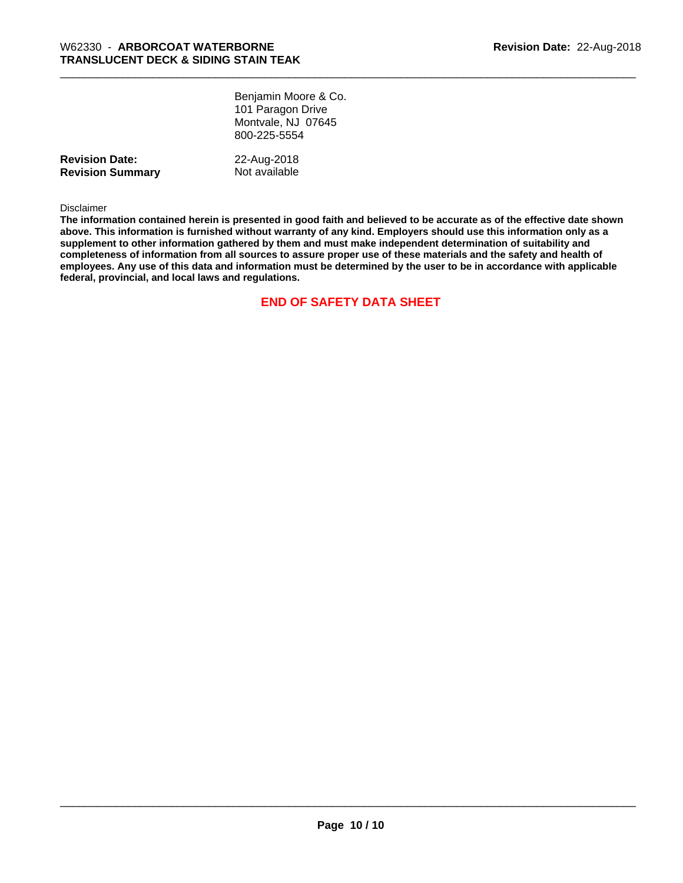Benjamin Moore & Co.
101 Paragon Drive
Montvale, NJ 07645
800-225-5554

**Revision Date:** 22-Aug-2018
**Revision Summary** Not available

Disclaimer

**The information contained herein is presented in good faith and believed to be accurate as of the effective date shown above. This information is furnished without warranty of any kind. Employers should use this information only as a supplement to other information gathered by them and must make independent determination of suitability and completeness of information from all sources to assure proper use of these materials and the safety and health of employees. Any use of this data and information must be determined by the user to be in accordance with applicable federal, provincial, and local laws and regulations.**

**END OF SAFETY DATA SHEET**